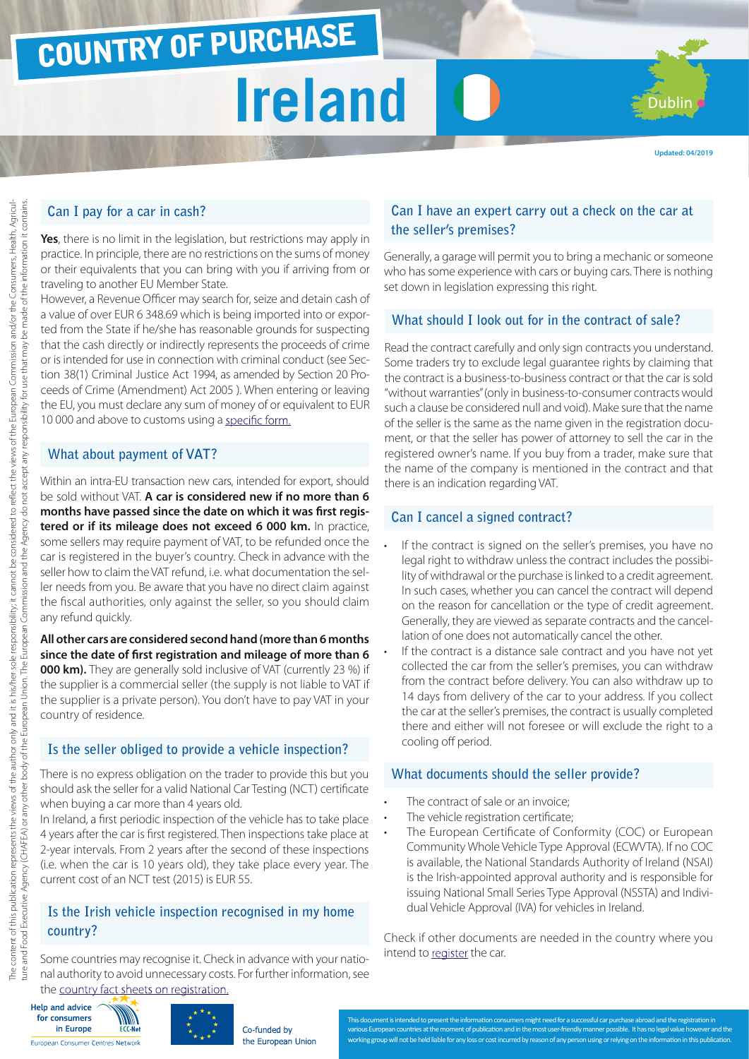# COUNTRY OF PURCHASE

# Ireland

Dublin

Updated: 04/2019

The content of this publication represents the views of the author only and it is his/her sole responsibility; it cannot be considered to reflect the views of the European Commission and/or the Consumers, Health, Agriculture and Food Executive Agency (CHAFEA) or any other body of the European Union. The European Commission and the Agency do not accept any responsibility for use that may be made of the information it contains.

## Can I pay for a car in cash?

**Yes**, there is no limit in the legislation, but restrictions may apply in practice. In principle, there are no restrictions on the sums of money or their equivalents that you can bring with you if arriving from or traveling to another EU Member State.

However, a Revenue Officer may search for, seize and detain cash of a value of over EUR 6 348.69 which is being imported into or exported from the State if he/she has reasonable grounds for suspecting that the cash directly or indirectly represents the proceeds of crime or is intended for use in connection with criminal conduct (see Section 38(1) Criminal Justice Act 1994, as amended by Section 20 Proceeds of Crime (Amendment) Act 2005 ). When entering or leaving the EU, you must declare any sum of money of or equivalent to EUR 10 000 and above to customs using a specific form.

## What about payment of VAT?

Within an intra-EU transaction new cars, intended for export, should be sold without VAT. **A car is considered new if no more than 6 months have passed since the date on which it was first registered or if its mileage does not exceed 6 000 km.** In practice, some sellers may require payment of VAT, to be refunded once the car is registered in the buyer's country. Check in advance with the seller how to claim the VAT refund, i.e. what documentation the seller needs from you. Be aware that you have no direct claim against the fiscal authorities, only against the seller, so you should claim any refund quickly.

**All other cars are considered second hand (more than 6 months since the date of first registration and mileage of more than 6 000 km).** They are generally sold inclusive of VAT (currently 23 %) if the supplier is a commercial seller (the supply is not liable to VAT if the supplier is a private person). You don't have to pay VAT in your country of residence.

## Is the seller obliged to provide a vehicle inspection?

There is no express obligation on the trader to provide this but you should ask the seller for a valid National Car Testing (NCT) certificate when buying a car more than 4 years old.

In Ireland, a first periodic inspection of the vehicle has to take place 4 years after the car is first registered. Then inspections take place at 2-year intervals. From 2 years after the second of these inspections (i.e. when the car is 10 years old), they take place every year. The current cost of an NCT test (2015) is EUR 55.

## Is the Irish vehicle inspection recognised in my home country?

Some countries may recognise it. Check in advance with your national authority to avoid unnecessary costs. For further information, see the country fact sheets on registration.

## Can I have an expert carry out a check on the car at the seller's premises?

Generally, a garage will permit you to bring a mechanic or someone who has some experience with cars or buying cars. There is nothing set down in legislation expressing this right.

## What should I look out for in the contract of sale?

Read the contract carefully and only sign contracts you understand. Some traders try to exclude legal guarantee rights by claiming that the contract is a business-to-business contract or that the car is sold "without warranties" (only in business-to-consumer contracts would such a clause be considered null and void). Make sure that the name of the seller is the same as the name given in the registration document, or that the seller has power of attorney to sell the car in the registered owner's name. If you buy from a trader, make sure that the name of the company is mentioned in the contract and that there is an indication regarding VAT.

## Can I cancel a signed contract?

- If the contract is signed on the seller's premises, you have no legal right to withdraw unless the contract includes the possibility of withdrawal or the purchase is linked to a credit agreement. In such cases, whether you can cancel the contract will depend on the reason for cancellation or the type of credit agreement. Generally, they are viewed as separate contracts and the cancellation of one does not automatically cancel the other.
- If the contract is a distance sale contract and you have not yet collected the car from the seller's premises, you can withdraw from the contract before delivery. You can also withdraw up to 14 days from delivery of the car to your address. If you collect the car at the seller's premises, the contract is usually completed there and either will not foresee or will exclude the right to a cooling off period.

## What documents should the seller provide?

- The contract of sale or an invoice;
- The vehicle registration certificate;
- The European Certificate of Conformity (COC) or European Community Whole Vehicle Type Approval (ECWVTA). If no COC is available, the National Standards Authority of Ireland (NSAI) is the Irish-appointed approval authority and is responsible for issuing National Small Series Type Approval (NSSTA) and Individual Vehicle Approval (IVA) for vehicles in Ireland.

Check if other documents are needed in the country where you intend to register the car.

Help and advice for consumers in Europe

European Consumer Centres Network

Co-funded by the European Union

This document is intended to present the information consumers might need for a successful car purchase abroad and the registration in various European countries at the moment of publication and in the most user-friendly manner possible. It has no legal value however and the working group will not be held liable for any loss or cost incurred by reason of any person using or relying on the information in this publication.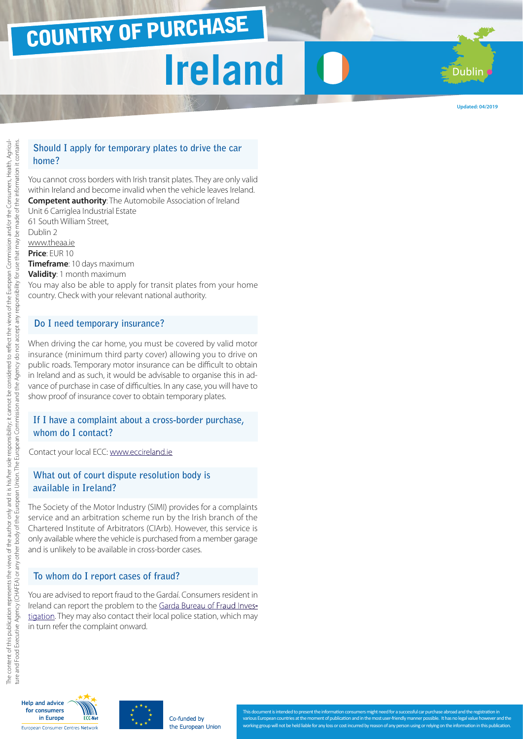# COUNTRY OF PURCHASE

# Ireland

Dublin

Updated: 04/2019

## Should I apply for temporary plates to drive the car home?

You cannot cross borders with Irish transit plates. They are only valid within Ireland and become invalid when the vehicle leaves Ireland.

**Competent authority**: The Automobile Association of Ireland
Unit 6 Carriglea Industrial Estate
61 South William Street,
Dublin 2
www.theaa.ie

**Price**: EUR 10

**Timeframe**: 10 days maximum

**Validity**: 1 month maximum

You may also be able to apply for transit plates from your home country. Check with your relevant national authority.

## Do I need temporary insurance?

When driving the car home, you must be covered by valid motor insurance (minimum third party cover) allowing you to drive on public roads. Temporary motor insurance can be difficult to obtain in Ireland and as such, it would be advisable to organise this in advance of purchase in case of difficulties. In any case, you will have to show proof of insurance cover to obtain temporary plates.

## If I have a complaint about a cross-border purchase, whom do I contact?

Contact your local ECC: www.eccireland.ie

## What out of court dispute resolution body is available in Ireland?

The Society of the Motor Industry (SIMI) provides for a complaints service and an arbitration scheme run by the Irish branch of the Chartered Institute of Arbitrators (CIArb). However, this service is only available where the vehicle is purchased from a member garage and is unlikely to be available in cross-border cases.

## To whom do I report cases of fraud?

You are advised to report fraud to the Gardaí. Consumers resident in Ireland can report the problem to the Garda Bureau of Fraud Investigation. They may also contact their local police station, which may in turn refer the complaint onward.

The content of this publication represents the views of the author only and it is his/her sole responsibility; it cannot be considered to reflect the views of the European Commission and/or the Consumers, Health, Agriculture and Food Executive Agency (CHAFEA) or any other body of the European Union. The European Commission and the Agency do not accept any responsibility for use that may be made of the information it contains.

Help and advice for consumers in Europe
ECC-Net
European Consumer Centres Network

Co-funded by the European Union

This document is intended to present the information consumers might need for a successful car purchase abroad and the registration in various European countries at the moment of publication and in the most user-friendly manner possible. It has no legal value however and the working group will not be held liable for any loss or cost incurred by reason of any person using or relying on the information in this publication.